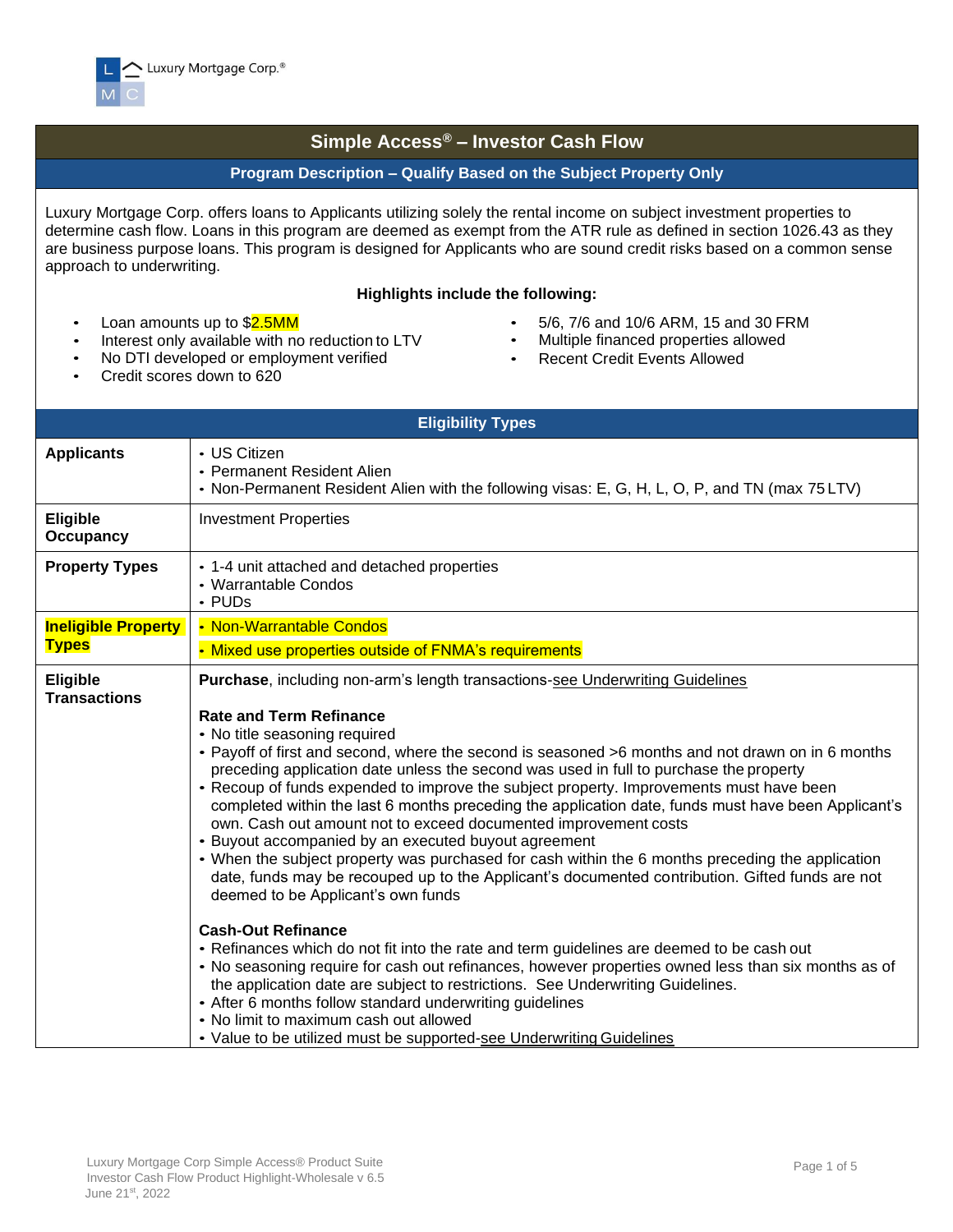Luxury Mortgage Corp.®

# Simple Access® – Investor Cash Flow

## Program Description – Qualify Based on the Subject Property Only

Luxury Mortgage Corp. offers loans to Applicants utilizing solely the rental income on subject investment properties to determine cash flow. Loans in this program are deemed as exempt from the ATR rule as defined in section 1026.43 as they are business purpose loans. This program is designed for Applicants who are sound credit risks based on a common sense approach to underwriting.

**Highlights include the following:**

- Loan amounts up to $2.5MM
- Interest only available with no reduction to LTV
- No DTI developed or employment verified
- Credit scores down to 620
- 5/6, 7/6 and 10/6 ARM, 15 and 30 FRM
- Multiple financed properties allowed
- Recent Credit Events Allowed

## Eligibility Types

| | |
|---|---|
| **Applicants** | • US Citizen<br>• Permanent Resident Alien<br>• Non-Permanent Resident Alien with the following visas: E, G, H, L, O, P, and TN (max 75 LTV) |
| **Eligible Occupancy** | Investment Properties |
| **Property Types** | • 1-4 unit attached and detached properties<br>• Warrantable Condos<br>• PUDs |
| **Ineligible Property Types** | • Non-Warrantable Condos<br>• Mixed use properties outside of FNMA's requirements |
| **Eligible Transactions** | **Purchase**, including non-arm's length transactions-see Underwriting Guidelines<br><br>**Rate and Term Refinance**<br>• No title seasoning required<br>• Payoff of first and second, where the second is seasoned >6 months and not drawn on in 6 months preceding application date unless the second was used in full to purchase the property<br>• Recoup of funds expended to improve the subject property. Improvements must have been completed within the last 6 months preceding the application date, funds must have been Applicant's own. Cash out amount not to exceed documented improvement costs<br>• Buyout accompanied by an executed buyout agreement<br>• When the subject property was purchased for cash within the 6 months preceding the application date, funds may be recouped up to the Applicant's documented contribution. Gifted funds are not deemed to be Applicant's own funds<br><br>**Cash-Out Refinance**<br>• Refinances which do not fit into the rate and term guidelines are deemed to be cash out<br>• No seasoning require for cash out refinances, however properties owned less than six months as of the application date are subject to restrictions. See Underwriting Guidelines.<br>• After 6 months follow standard underwriting guidelines<br>• No limit to maximum cash out allowed<br>• Value to be utilized must be supported-see Underwriting Guidelines |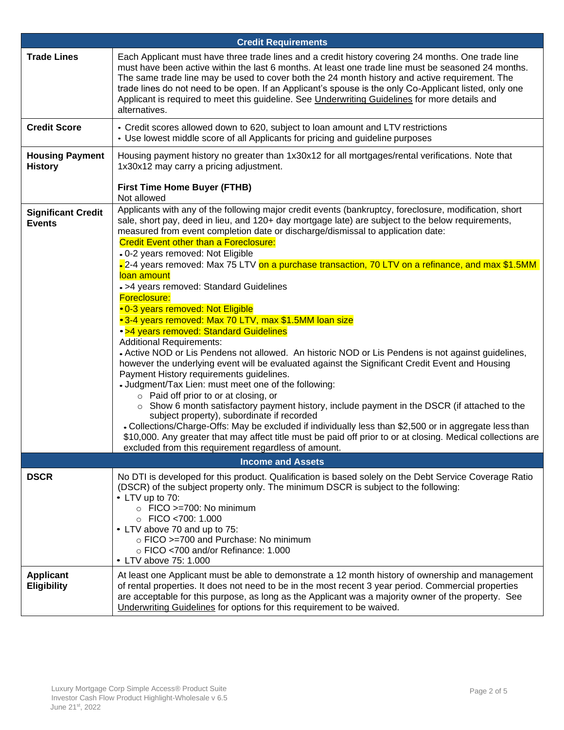| Credit Requirements | |
|---|---|
| **Trade Lines** | Each Applicant must have three trade lines and a credit history covering 24 months. One trade line must have been active within the last 6 months. At least one trade line must be seasoned 24 months. The same trade line may be used to cover both the 24 month history and active requirement. The trade lines do not need to be open. If an Applicant's spouse is the only Co-Applicant listed, only one Applicant is required to meet this guideline. See Underwriting Guidelines for more details and alternatives. |
| **Credit Score** | • Credit scores allowed down to 620, subject to loan amount and LTV restrictions<br>• Use lowest middle score of all Applicants for pricing and guideline purposes |
| **Housing Payment History** | Housing payment history no greater than 1x30x12 for all mortgages/rental verifications. Note that 1x30x12 may carry a pricing adjustment.<br><br>**First Time Home Buyer (FTHB)**<br>Not allowed |
| **Significant Credit Events** | Applicants with any of the following major credit events (bankruptcy, foreclosure, modification, short sale, short pay, deed in lieu, and 120+ day mortgage late) are subject to the below requirements, measured from event completion date or discharge/dismissal to application date:<br>Credit Event other than a Foreclosure:<br>• 0-2 years removed: Not Eligible<br>• 2-4 years removed: Max 75 LTV on a purchase transaction, 70 LTV on a refinance, and max $1.5MM loan amount<br>• >4 years removed: Standard Guidelines<br>Foreclosure:<br>• 0-3 years removed: Not Eligible<br>• 3-4 years removed: Max 70 LTV, max $1.5MM loan size<br>• >4 years removed: Standard Guidelines<br>Additional Requirements:<br>• Active NOD or Lis Pendens not allowed. An historic NOD or Lis Pendens is not against guidelines, however the underlying event will be evaluated against the Significant Credit Event and Housing Payment History requirements guidelines.<br>• Judgment/Tax Lien: must meet one of the following:<br>  ○ Paid off prior to or at closing, or<br>  ○ Show 6 month satisfactory payment history, include payment in the DSCR (if attached to the subject property), subordinate if recorded<br>• Collections/Charge-Offs: May be excluded if individually less than $2,500 or in aggregate less than $10,000. Any greater that may affect title must be paid off prior to or at closing. Medical collections are excluded from this requirement regardless of amount. |

| Income and Assets | |
|---|---|
| **DSCR** | No DTI is developed for this product. Qualification is based solely on the Debt Service Coverage Ratio (DSCR) of the subject property only. The minimum DSCR is subject to the following:<br>• LTV up to 70:<br>  ○ FICO >=700: No minimum<br>  ○ FICO <700: 1.000<br>• LTV above 70 and up to 75:<br>  ○ FICO >=700 and Purchase: No minimum<br>  ○ FICO <700 and/or Refinance: 1.000<br>• LTV above 75: 1.000 |
| **Applicant Eligibility** | At least one Applicant must be able to demonstrate a 12 month history of ownership and management of rental properties. It does not need to be in the most recent 3 year period. Commercial properties are acceptable for this purpose, as long as the Applicant was a majority owner of the property. See Underwriting Guidelines for options for this requirement to be waived. |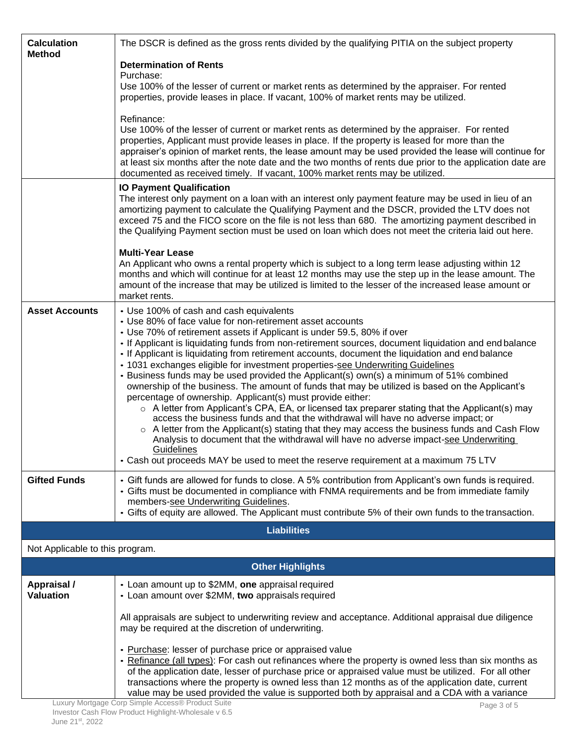| | |
|---|---|
| **Calculation Method** | The DSCR is defined as the gross rents divided by the qualifying PITIA on the subject property<br><br>**Determination of Rents**<br>Purchase:<br>Use 100% of the lesser of current or market rents as determined by the appraiser. For rented properties, provide leases in place. If vacant, 100% of market rents may be utilized.<br><br>Refinance:<br>Use 100% of the lesser of current or market rents as determined by the appraiser. For rented properties, Applicant must provide leases in place. If the property is leased for more than the appraiser's opinion of market rents, the lease amount may be used provided the lease will continue for at least six months after the note date and the two months of rents due prior to the application date are documented as received timely. If vacant, 100% market rents may be utilized. |
| | **IO Payment Qualification**<br>The interest only payment on a loan with an interest only payment feature may be used in lieu of an amortizing payment to calculate the Qualifying Payment and the DSCR, provided the LTV does not exceed 75 and the FICO score on the file is not less than 680. The amortizing payment described in the Qualifying Payment section must be used on loan which does not meet the criteria laid out here.<br><br>**Multi-Year Lease**<br>An Applicant who owns a rental property which is subject to a long term lease adjusting within 12 months and which will continue for at least 12 months may use the step up in the lease amount. The amount of the increase that may be utilized is limited to the lesser of the increased lease amount or market rents. |
| **Asset Accounts** | • Use 100% of cash and cash equivalents<br>• Use 80% of face value for non-retirement asset accounts<br>• Use 70% of retirement assets if Applicant is under 59.5, 80% if over<br>• If Applicant is liquidating funds from non-retirement sources, document liquidation and end balance<br>• If Applicant is liquidating from retirement accounts, document the liquidation and end balance<br>• 1031 exchanges eligible for investment properties-see Underwriting Guidelines<br>• Business funds may be used provided the Applicant(s) own(s) a minimum of 51% combined ownership of the business. The amount of funds that may be utilized is based on the Applicant's percentage of ownership. Applicant(s) must provide either:<br>&nbsp;&nbsp;&nbsp;&nbsp;○ A letter from Applicant's CPA, EA, or licensed tax preparer stating that the Applicant(s) may access the business funds and that the withdrawal will have no adverse impact; or<br>&nbsp;&nbsp;&nbsp;&nbsp;○ A letter from the Applicant(s) stating that they may access the business funds and Cash Flow Analysis to document that the withdrawal will have no adverse impact-see Underwriting Guidelines<br>• Cash out proceeds MAY be used to meet the reserve requirement at a maximum 75 LTV |
| **Gifted Funds** | • Gift funds are allowed for funds to close. A 5% contribution from Applicant's own funds is required.<br>• Gifts must be documented in compliance with FNMA requirements and be from immediate family members-see Underwriting Guidelines.<br>• Gifts of equity are allowed. The Applicant must contribute 5% of their own funds to the transaction. |

## Liabilities

Not Applicable to this program.

## Other Highlights

| | |
|---|---|
| **Appraisal / Valuation** | • Loan amount up to $2MM, **one** appraisal required<br>• Loan amount over $2MM, **two** appraisals required<br><br>All appraisals are subject to underwriting review and acceptance. Additional appraisal due diligence may be required at the discretion of underwriting.<br><br>• Purchase: lesser of purchase price or appraised value<br>• Refinance (all types): For cash out refinances where the property is owned less than six months as of the application date, lesser of purchase price or appraised value must be utilized. For all other transactions where the property is owned less than 12 months as of the application date, current value may be used provided the value is supported both by appraisal and a CDA with a variance |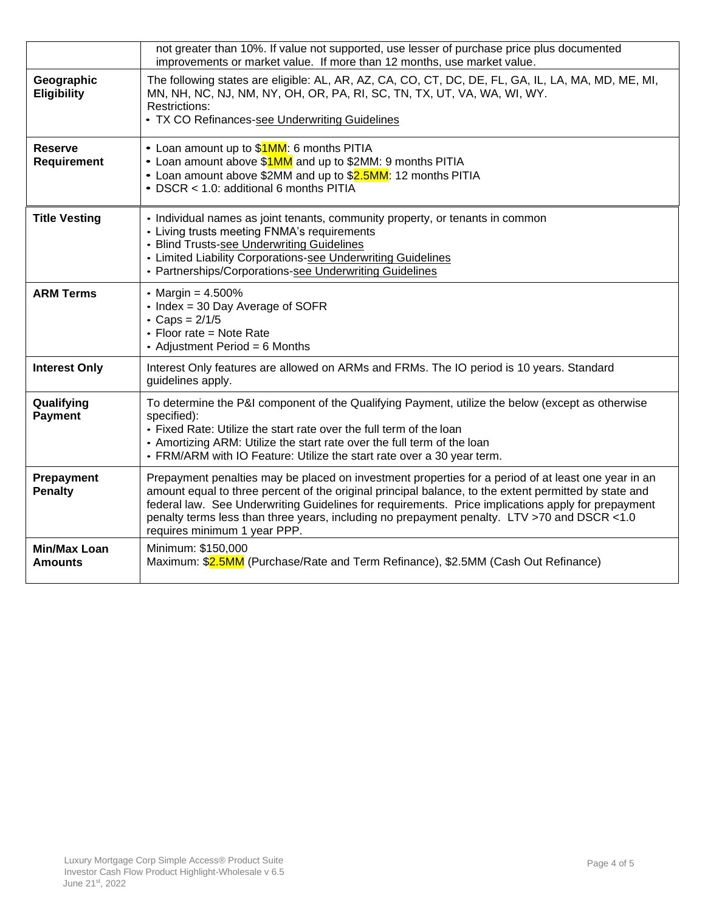| | |
|---|---|
| | not greater than 10%. If value not supported, use lesser of purchase price plus documented improvements or market value. If more than 12 months, use market value. |
| **Geographic Eligibility** | The following states are eligible: AL, AR, AZ, CA, CO, CT, DC, DE, FL, GA, IL, LA, MA, MD, ME, MI, MN, NH, NC, NJ, NM, NY, OH, OR, PA, RI, SC, TN, TX, UT, VA, WA, WI, WY.<br>Restrictions:<br>• TX CO Refinances-see Underwriting Guidelines |
| **Reserve Requirement** | • Loan amount up to $1MM: 6 months PITIA<br>• Loan amount above $1MM and up to $2MM: 9 months PITIA<br>• Loan amount above $2MM and up to $2.5MM: 12 months PITIA<br>• DSCR < 1.0: additional 6 months PITIA |
| **Title Vesting** | • Individual names as joint tenants, community property, or tenants in common<br>• Living trusts meeting FNMA's requirements<br>• Blind Trusts-see Underwriting Guidelines<br>• Limited Liability Corporations-see Underwriting Guidelines<br>• Partnerships/Corporations-see Underwriting Guidelines |
| **ARM Terms** | • Margin = 4.500%<br>• Index = 30 Day Average of SOFR<br>• Caps = 2/1/5<br>• Floor rate = Note Rate<br>• Adjustment Period = 6 Months |
| **Interest Only** | Interest Only features are allowed on ARMs and FRMs. The IO period is 10 years. Standard guidelines apply. |
| **Qualifying Payment** | To determine the P&I component of the Qualifying Payment, utilize the below (except as otherwise specified):<br>• Fixed Rate: Utilize the start rate over the full term of the loan<br>• Amortizing ARM: Utilize the start rate over the full term of the loan<br>• FRM/ARM with IO Feature: Utilize the start rate over a 30 year term. |
| **Prepayment Penalty** | Prepayment penalties may be placed on investment properties for a period of at least one year in an amount equal to three percent of the original principal balance, to the extent permitted by state and federal law. See Underwriting Guidelines for requirements. Price implications apply for prepayment penalty terms less than three years, including no prepayment penalty. LTV >70 and DSCR <1.0 requires minimum 1 year PPP. |
| **Min/Max Loan Amounts** | Minimum: $150,000<br>Maximum: $2.5MM (Purchase/Rate and Term Refinance), $2.5MM (Cash Out Refinance) |

Luxury Mortgage Corp Simple Access® Product Suite
Investor Cash Flow Product Highlight-Wholesale v 6.5
June 21st, 2022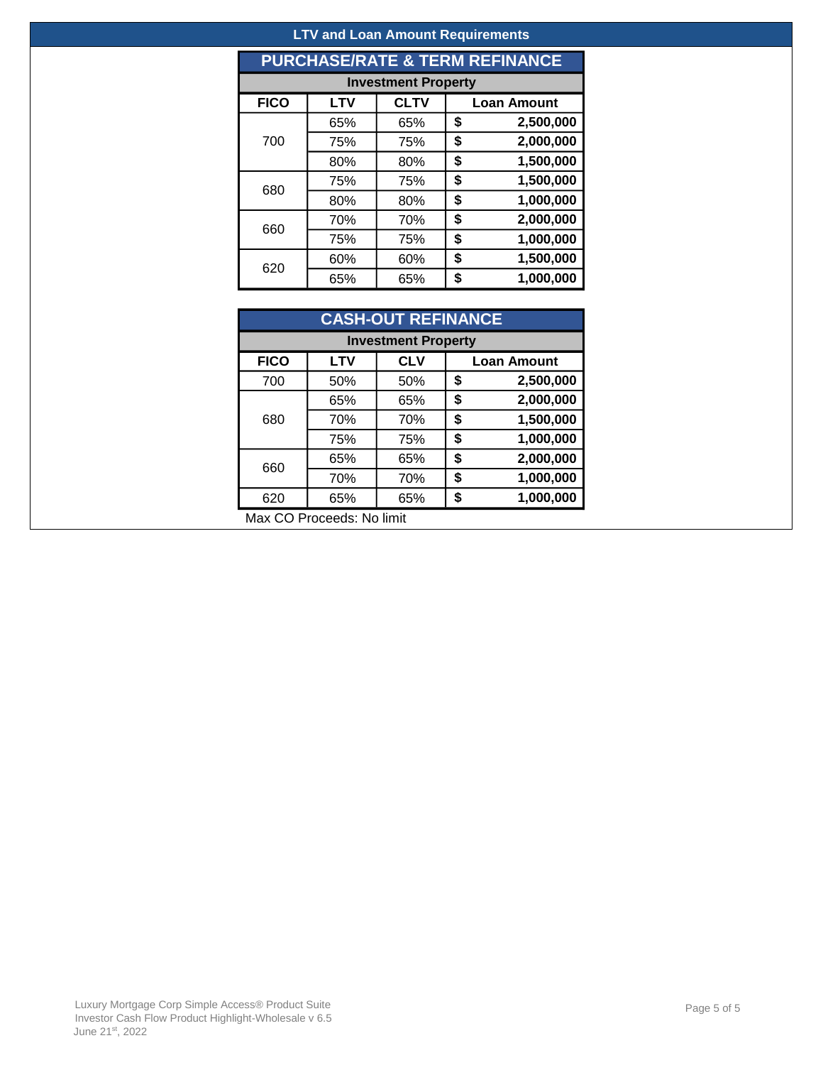## LTV and Loan Amount Requirements

### PURCHASE/RATE & TERM REFINANCE

**Investment Property**

| FICO | LTV | CLTV | Loan Amount |
|---|---|---|---|
| 700 | 65% | 65% | $ 2,500,000 |
| | 75% | 75% | $ 2,000,000 |
| | 80% | 80% | $ 1,500,000 |
| 680 | 75% | 75% | $ 1,500,000 |
| | 80% | 80% | $ 1,000,000 |
| 660 | 70% | 70% | $ 2,000,000 |
| | 75% | 75% | $ 1,000,000 |
| 620 | 60% | 60% | $ 1,500,000 |
| | 65% | 65% | $ 1,000,000 |

### CASH-OUT REFINANCE

**Investment Property**

| FICO | LTV | CLV | Loan Amount |
|---|---|---|---|
| 700 | 50% | 50% | $ 2,500,000 |
| 680 | 65% | 65% | $ 2,000,000 |
| | 70% | 70% | $ 1,500,000 |
| | 75% | 75% | $ 1,000,000 |
| 660 | 65% | 65% | $ 2,000,000 |
| | 70% | 70% | $ 1,000,000 |
| 620 | 65% | 65% | $ 1,000,000 |

Max CO Proceeds: No limit